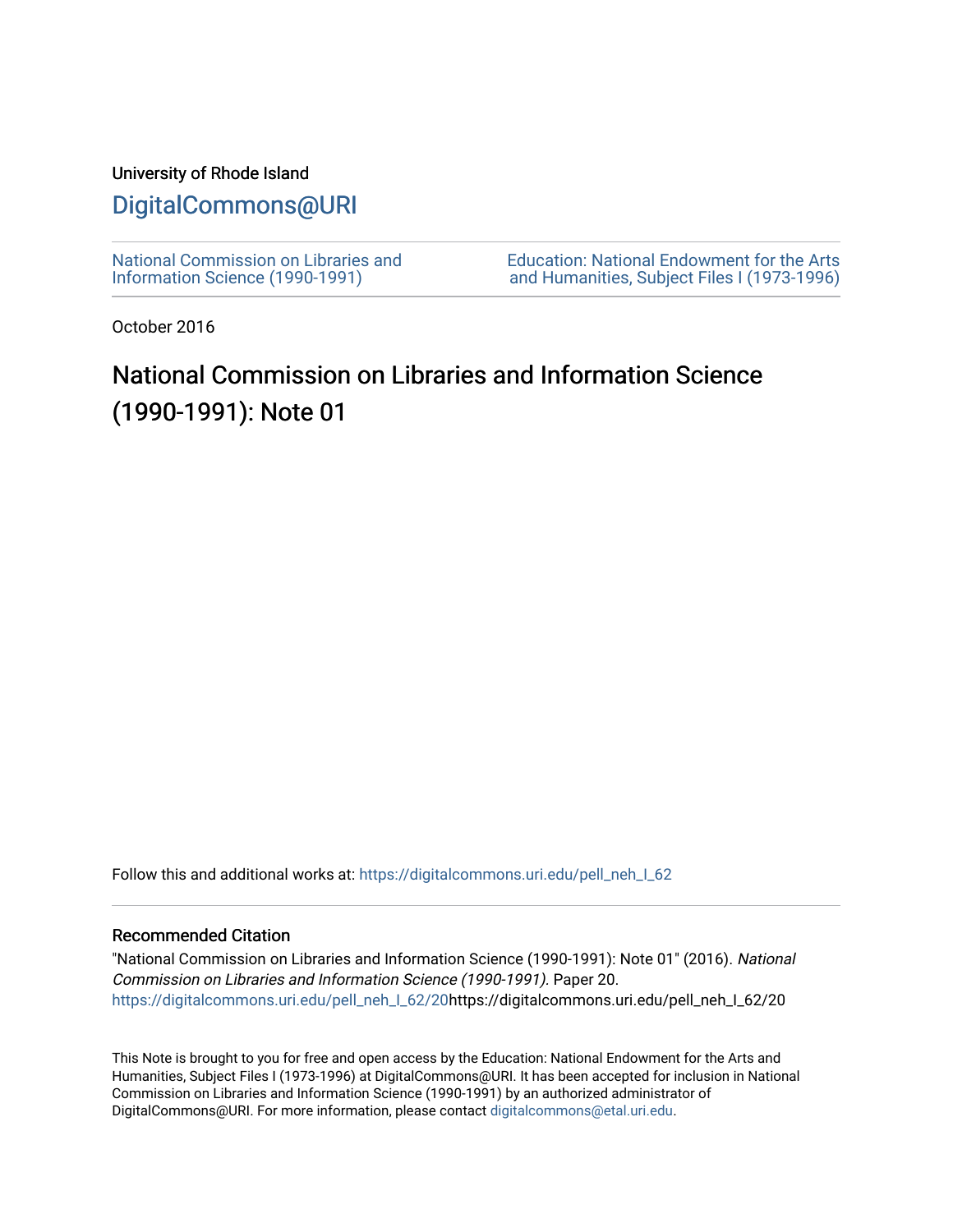University of Rhode Island

# DigitalCommons@URI

National Commission on Libraries and Information Science (1990-1991)

Education: National Endowment for the Arts and Humanities, Subject Files I (1973-1996)

October 2016

## National Commission on Libraries and Information Science (1990-1991): Note 01

Follow this and additional works at: https://digitalcommons.uri.edu/pell_neh_I_62

### Recommended Citation

"National Commission on Libraries and Information Science (1990-1991): Note 01" (2016). *National Commission on Libraries and Information Science (1990-1991).* Paper 20.
https://digitalcommons.uri.edu/pell_neh_I_62/20https://digitalcommons.uri.edu/pell_neh_I_62/20

This Note is brought to you for free and open access by the Education: National Endowment for the Arts and Humanities, Subject Files I (1973-1996) at DigitalCommons@URI. It has been accepted for inclusion in National Commission on Libraries and Information Science (1990-1991) by an authorized administrator of DigitalCommons@URI. For more information, please contact digitalcommons@etal.uri.edu.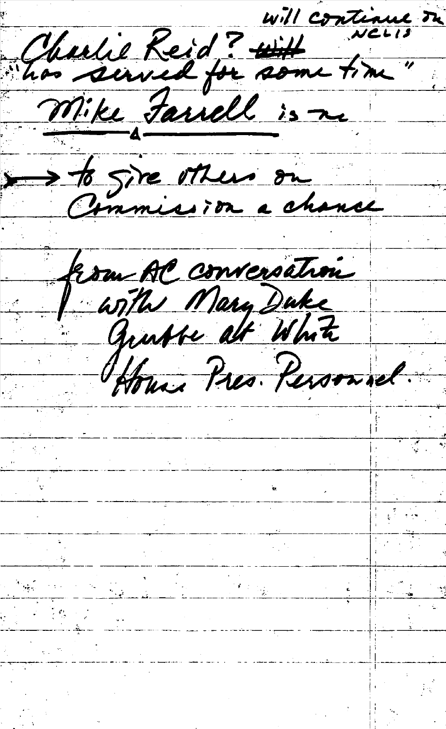will continue on NCLIS

Charlie Reid? ~~will~~
"has served for some time"

Mike Farrell is ne

→ to give others on Commission a chance

from AC conversation with Mary Duke Grubbe at White House Pres. Personnel.